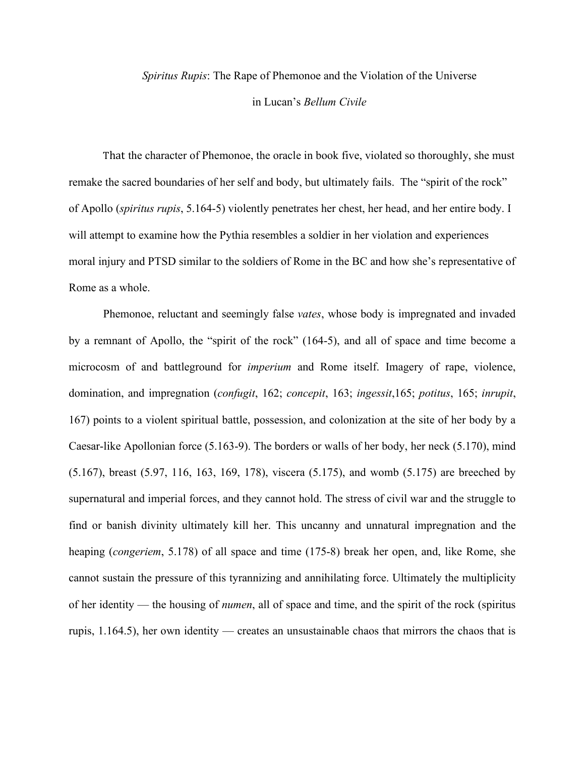# *Spiritus Rupis*: The Rape of Phemonoe and the Violation of the Universe in Lucan's *Bellum Civile*

That the character of Phemonoe, the oracle in book five, violated so thoroughly, she must remake the sacred boundaries of her self and body, but ultimately fails. The "spirit of the rock" of Apollo (*spiritus rupis*, 5.164-5) violently penetrates her chest, her head, and her entire body. I will attempt to examine how the Pythia resembles a soldier in her violation and experiences moral injury and PTSD similar to the soldiers of Rome in the BC and how she's representative of Rome as a whole.

Phemonoe, reluctant and seemingly false *vates*, whose body is impregnated and invaded by a remnant of Apollo, the "spirit of the rock" (164-5), and all of space and time become a microcosm of and battleground for *imperium* and Rome itself. Imagery of rape, violence, domination, and impregnation (*confugit*, 162; *concepit*, 163; *ingessit*,165; *potitus*, 165; *inrupit*, 167) points to a violent spiritual battle, possession, and colonization at the site of her body by a Caesar-like Apollonian force (5.163-9). The borders or walls of her body, her neck (5.170), mind (5.167), breast (5.97, 116, 163, 169, 178), viscera (5.175), and womb (5.175) are breeched by supernatural and imperial forces, and they cannot hold. The stress of civil war and the struggle to find or banish divinity ultimately kill her. This uncanny and unnatural impregnation and the heaping (*congeriem*, 5.178) of all space and time (175-8) break her open, and, like Rome, she cannot sustain the pressure of this tyrannizing and annihilating force. Ultimately the multiplicity of her identity — the housing of *numen*, all of space and time, and the spirit of the rock (spiritus rupis, 1.164.5), her own identity — creates an unsustainable chaos that mirrors the chaos that is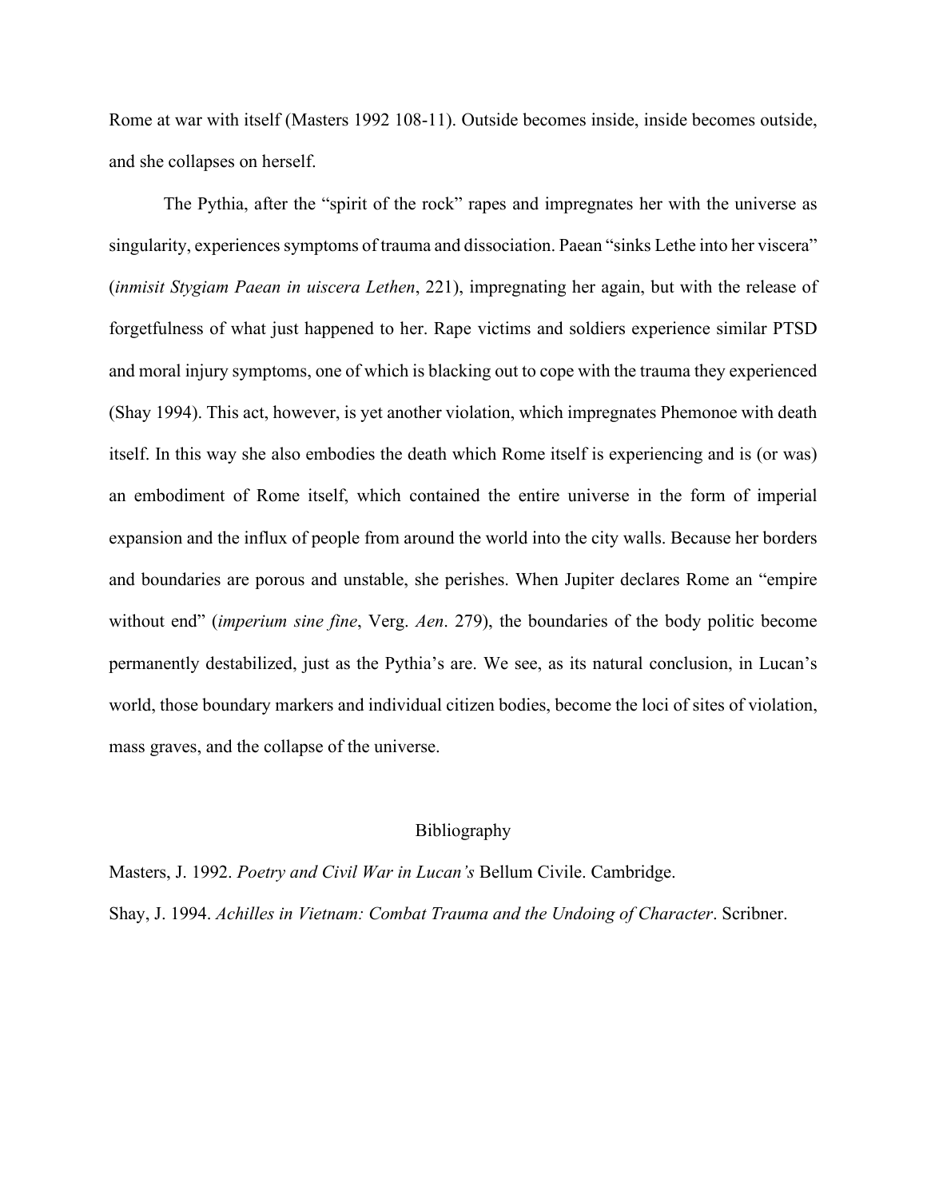Rome at war with itself (Masters 1992 108-11). Outside becomes inside, inside becomes outside, and she collapses on herself.

The Pythia, after the "spirit of the rock" rapes and impregnates her with the universe as singularity, experiences symptoms of trauma and dissociation. Paean "sinks Lethe into her viscera" (*inmisit Stygiam Paean in uiscera Lethen*, 221), impregnating her again, but with the release of forgetfulness of what just happened to her. Rape victims and soldiers experience similar PTSD and moral injury symptoms, one of which is blacking out to cope with the trauma they experienced (Shay 1994). This act, however, is yet another violation, which impregnates Phemonoe with death itself. In this way she also embodies the death which Rome itself is experiencing and is (or was) an embodiment of Rome itself, which contained the entire universe in the form of imperial expansion and the influx of people from around the world into the city walls. Because her borders and boundaries are porous and unstable, she perishes. When Jupiter declares Rome an "empire without end" (*imperium sine fine*, Verg. *Aen*. 279), the boundaries of the body politic become permanently destabilized, just as the Pythia's are. We see, as its natural conclusion, in Lucan's world, those boundary markers and individual citizen bodies, become the loci of sites of violation, mass graves, and the collapse of the universe.

## Bibliography

Masters, J. 1992. *Poetry and Civil War in Lucan's* Bellum Civile. Cambridge.

Shay, J. 1994. *Achilles in Vietnam: Combat Trauma and the Undoing of Character*. Scribner.